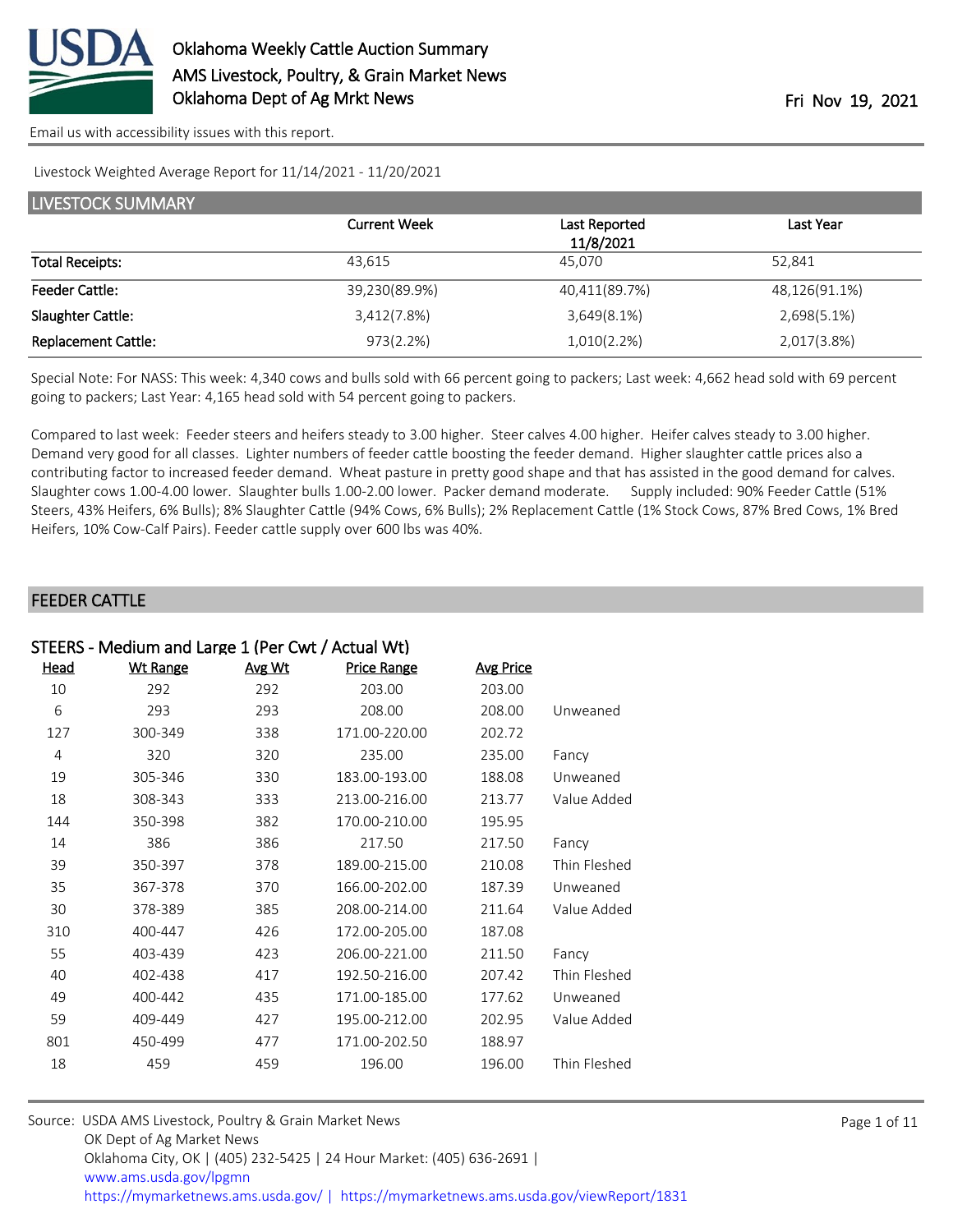# Oklahoma Weekly Cattle Auction Summary
## AMS Livestock, Poultry, & Grain Market News
## Oklahoma Dept of Ag Mrkt News

Fri Nov 19, 2021

Email us with accessibility issues with this report.

Livestock Weighted Average Report for 11/14/2021 - 11/20/2021

## LIVESTOCK SUMMARY

| | Current Week | Last Reported 11/8/2021 | Last Year |
|---|---|---|---|
| Total Receipts: | 43,615 | 45,070 | 52,841 |
| Feeder Cattle: | 39,230(89.9%) | 40,411(89.7%) | 48,126(91.1%) |
| Slaughter Cattle: | 3,412(7.8%) | 3,649(8.1%) | 2,698(5.1%) |
| Replacement Cattle: | 973(2.2%) | 1,010(2.2%) | 2,017(3.8%) |

Special Note: For NASS: This week: 4,340 cows and bulls sold with 66 percent going to packers; Last week: 4,662 head sold with 69 percent going to packers; Last Year: 4,165 head sold with 54 percent going to packers.

Compared to last week: Feeder steers and heifers steady to 3.00 higher. Steer calves 4.00 higher. Heifer calves steady to 3.00 higher. Demand very good for all classes. Lighter numbers of feeder cattle boosting the feeder demand. Higher slaughter cattle prices also a contributing factor to increased feeder demand. Wheat pasture in pretty good shape and that has assisted in the good demand for calves. Slaughter cows 1.00-4.00 lower. Slaughter bulls 1.00-2.00 lower. Packer demand moderate. Supply included: 90% Feeder Cattle (51% Steers, 43% Heifers, 6% Bulls); 8% Slaughter Cattle (94% Cows, 6% Bulls); 2% Replacement Cattle (1% Stock Cows, 87% Bred Cows, 1% Bred Heifers, 10% Cow-Calf Pairs). Feeder cattle supply over 600 lbs was 40%.

## FEEDER CATTLE

### STEERS - Medium and Large 1 (Per Cwt / Actual Wt)

| Head | Wt Range | Avg Wt | Price Range | Avg Price | |
|---|---|---|---|---|---|
| 10 | 292 | 292 | 203.00 | 203.00 | |
| 6 | 293 | 293 | 208.00 | 208.00 | Unweaned |
| 127 | 300-349 | 338 | 171.00-220.00 | 202.72 | |
| 4 | 320 | 320 | 235.00 | 235.00 | Fancy |
| 19 | 305-346 | 330 | 183.00-193.00 | 188.08 | Unweaned |
| 18 | 308-343 | 333 | 213.00-216.00 | 213.77 | Value Added |
| 144 | 350-398 | 382 | 170.00-210.00 | 195.95 | |
| 14 | 386 | 386 | 217.50 | 217.50 | Fancy |
| 39 | 350-397 | 378 | 189.00-215.00 | 210.08 | Thin Fleshed |
| 35 | 367-378 | 370 | 166.00-202.00 | 187.39 | Unweaned |
| 30 | 378-389 | 385 | 208.00-214.00 | 211.64 | Value Added |
| 310 | 400-447 | 426 | 172.00-205.00 | 187.08 | |
| 55 | 403-439 | 423 | 206.00-221.00 | 211.50 | Fancy |
| 40 | 402-438 | 417 | 192.50-216.00 | 207.42 | Thin Fleshed |
| 49 | 400-442 | 435 | 171.00-185.00 | 177.62 | Unweaned |
| 59 | 409-449 | 427 | 195.00-212.00 | 202.95 | Value Added |
| 801 | 450-499 | 477 | 171.00-202.50 | 188.97 | |
| 18 | 459 | 459 | 196.00 | 196.00 | Thin Fleshed |

Source: USDA AMS Livestock, Poultry & Grain Market News
OK Dept of Ag Market News
Oklahoma City, OK | (405) 232-5425 | 24 Hour Market: (405) 636-2691 |
www.ams.usda.gov/lpgmn
https://mymarketnews.ams.usda.gov/ | https://mymarketnews.ams.usda.gov/viewReport/1831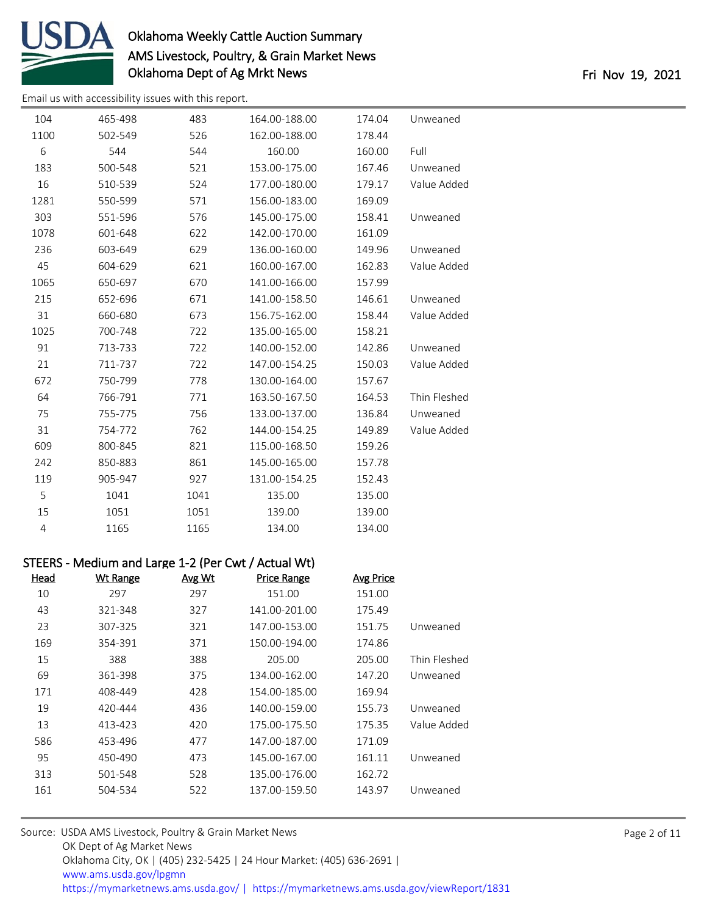| Head | Wt Range | Avg Wt | Price Range | Avg Price | |
|---|---|---|---|---|---|
| 104 | 465-498 | 483 | 164.00-188.00 | 174.04 | Unweaned |
| 1100 | 502-549 | 526 | 162.00-188.00 | 178.44 | |
| 6 | 544 | 544 | 160.00 | 160.00 | Full |
| 183 | 500-548 | 521 | 153.00-175.00 | 167.46 | Unweaned |
| 16 | 510-539 | 524 | 177.00-180.00 | 179.17 | Value Added |
| 1281 | 550-599 | 571 | 156.00-183.00 | 169.09 | |
| 303 | 551-596 | 576 | 145.00-175.00 | 158.41 | Unweaned |
| 1078 | 601-648 | 622 | 142.00-170.00 | 161.09 | |
| 236 | 603-649 | 629 | 136.00-160.00 | 149.96 | Unweaned |
| 45 | 604-629 | 621 | 160.00-167.00 | 162.83 | Value Added |
| 1065 | 650-697 | 670 | 141.00-166.00 | 157.99 | |
| 215 | 652-696 | 671 | 141.00-158.50 | 146.61 | Unweaned |
| 31 | 660-680 | 673 | 156.75-162.00 | 158.44 | Value Added |
| 1025 | 700-748 | 722 | 135.00-165.00 | 158.21 | |
| 91 | 713-733 | 722 | 140.00-152.00 | 142.86 | Unweaned |
| 21 | 711-737 | 722 | 147.00-154.25 | 150.03 | Value Added |
| 672 | 750-799 | 778 | 130.00-164.00 | 157.67 | |
| 64 | 766-791 | 771 | 163.50-167.50 | 164.53 | Thin Fleshed |
| 75 | 755-775 | 756 | 133.00-137.00 | 136.84 | Unweaned |
| 31 | 754-772 | 762 | 144.00-154.25 | 149.89 | Value Added |
| 609 | 800-845 | 821 | 115.00-168.50 | 159.26 | |
| 242 | 850-883 | 861 | 145.00-165.00 | 157.78 | |
| 119 | 905-947 | 927 | 131.00-154.25 | 152.43 | |
| 5 | 1041 | 1041 | 135.00 | 135.00 | |
| 15 | 1051 | 1051 | 139.00 | 139.00 | |
| 4 | 1165 | 1165 | 134.00 | 134.00 | |

## STEERS - Medium and Large 1-2 (Per Cwt / Actual Wt)

| Head | Wt Range | Avg Wt | Price Range | Avg Price | |
|---|---|---|---|---|---|
| 10 | 297 | 297 | 151.00 | 151.00 | |
| 43 | 321-348 | 327 | 141.00-201.00 | 175.49 | |
| 23 | 307-325 | 321 | 147.00-153.00 | 151.75 | Unweaned |
| 169 | 354-391 | 371 | 150.00-194.00 | 174.86 | |
| 15 | 388 | 388 | 205.00 | 205.00 | Thin Fleshed |
| 69 | 361-398 | 375 | 134.00-162.00 | 147.20 | Unweaned |
| 171 | 408-449 | 428 | 154.00-185.00 | 169.94 | |
| 19 | 420-444 | 436 | 140.00-159.00 | 155.73 | Unweaned |
| 13 | 413-423 | 420 | 175.00-175.50 | 175.35 | Value Added |
| 586 | 453-496 | 477 | 147.00-187.00 | 171.09 | |
| 95 | 450-490 | 473 | 145.00-167.00 | 161.11 | Unweaned |
| 313 | 501-548 | 528 | 135.00-176.00 | 162.72 | |
| 161 | 504-534 | 522 | 137.00-159.50 | 143.97 | Unweaned |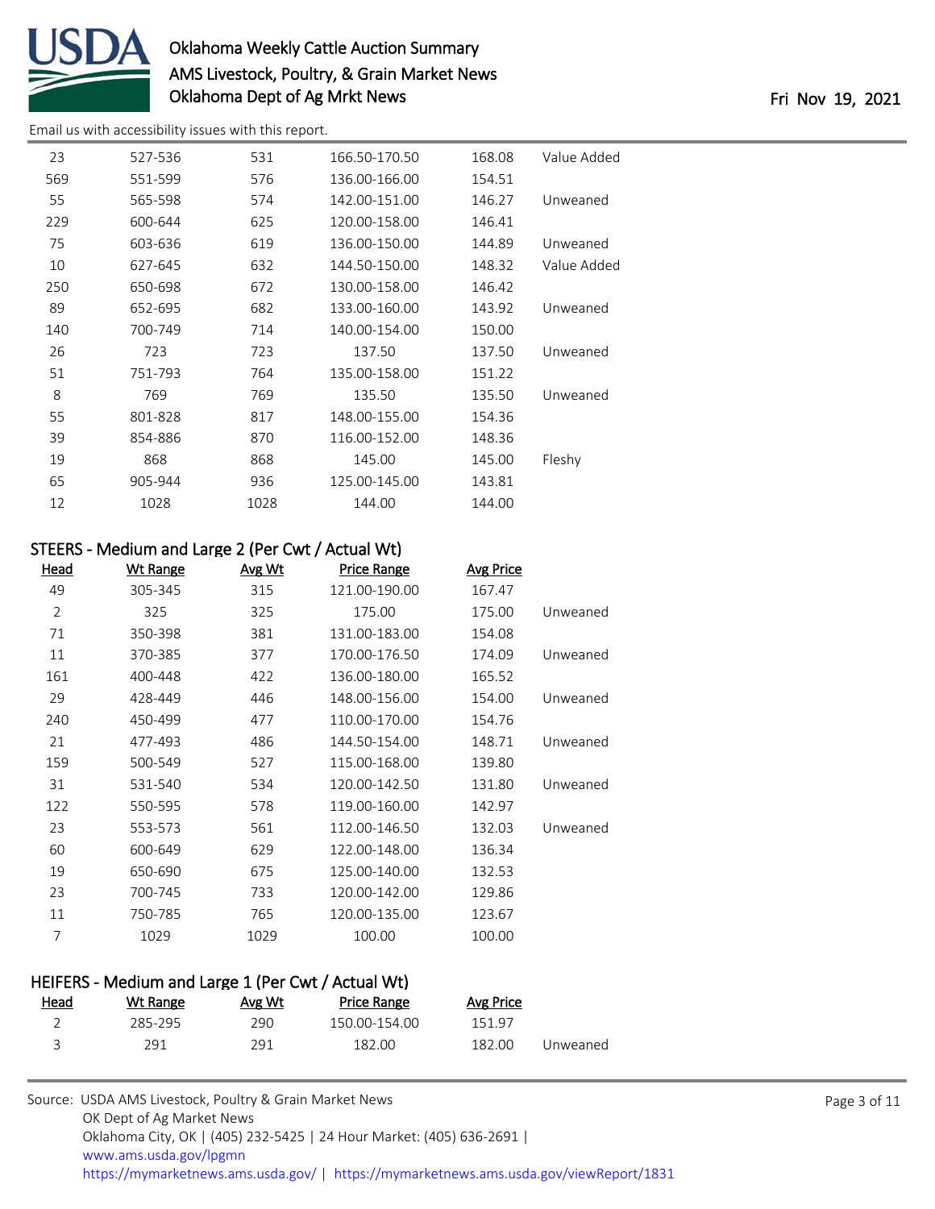| Head | Wt Range | Avg Wt | Price Range | Avg Price | |
|---|---|---|---|---|---|
| 23 | 527-536 | 531 | 166.50-170.50 | 168.08 | Value Added |
| 569 | 551-599 | 576 | 136.00-166.00 | 154.51 | |
| 55 | 565-598 | 574 | 142.00-151.00 | 146.27 | Unweaned |
| 229 | 600-644 | 625 | 120.00-158.00 | 146.41 | |
| 75 | 603-636 | 619 | 136.00-150.00 | 144.89 | Unweaned |
| 10 | 627-645 | 632 | 144.50-150.00 | 148.32 | Value Added |
| 250 | 650-698 | 672 | 130.00-158.00 | 146.42 | |
| 89 | 652-695 | 682 | 133.00-160.00 | 143.92 | Unweaned |
| 140 | 700-749 | 714 | 140.00-154.00 | 150.00 | |
| 26 | 723 | 723 | 137.50 | 137.50 | Unweaned |
| 51 | 751-793 | 764 | 135.00-158.00 | 151.22 | |
| 8 | 769 | 769 | 135.50 | 135.50 | Unweaned |
| 55 | 801-828 | 817 | 148.00-155.00 | 154.36 | |
| 39 | 854-886 | 870 | 116.00-152.00 | 148.36 | |
| 19 | 868 | 868 | 145.00 | 145.00 | Fleshy |
| 65 | 905-944 | 936 | 125.00-145.00 | 143.81 | |
| 12 | 1028 | 1028 | 144.00 | 144.00 | |

## STEERS - Medium and Large 2 (Per Cwt / Actual Wt)

| Head | Wt Range | Avg Wt | Price Range | Avg Price | |
|---|---|---|---|---|---|
| 49 | 305-345 | 315 | 121.00-190.00 | 167.47 | |
| 2 | 325 | 325 | 175.00 | 175.00 | Unweaned |
| 71 | 350-398 | 381 | 131.00-183.00 | 154.08 | |
| 11 | 370-385 | 377 | 170.00-176.50 | 174.09 | Unweaned |
| 161 | 400-448 | 422 | 136.00-180.00 | 165.52 | |
| 29 | 428-449 | 446 | 148.00-156.00 | 154.00 | Unweaned |
| 240 | 450-499 | 477 | 110.00-170.00 | 154.76 | |
| 21 | 477-493 | 486 | 144.50-154.00 | 148.71 | Unweaned |
| 159 | 500-549 | 527 | 115.00-168.00 | 139.80 | |
| 31 | 531-540 | 534 | 120.00-142.50 | 131.80 | Unweaned |
| 122 | 550-595 | 578 | 119.00-160.00 | 142.97 | |
| 23 | 553-573 | 561 | 112.00-146.50 | 132.03 | Unweaned |
| 60 | 600-649 | 629 | 122.00-148.00 | 136.34 | |
| 19 | 650-690 | 675 | 125.00-140.00 | 132.53 | |
| 23 | 700-745 | 733 | 120.00-142.00 | 129.86 | |
| 11 | 750-785 | 765 | 120.00-135.00 | 123.67 | |
| 7 | 1029 | 1029 | 100.00 | 100.00 | |

## HEIFERS - Medium and Large 1 (Per Cwt / Actual Wt)

| Head | Wt Range | Avg Wt | Price Range | Avg Price | |
|---|---|---|---|---|---|
| 2 | 285-295 | 290 | 150.00-154.00 | 151.97 | |
| 3 | 291 | 291 | 182.00 | 182.00 | Unweaned |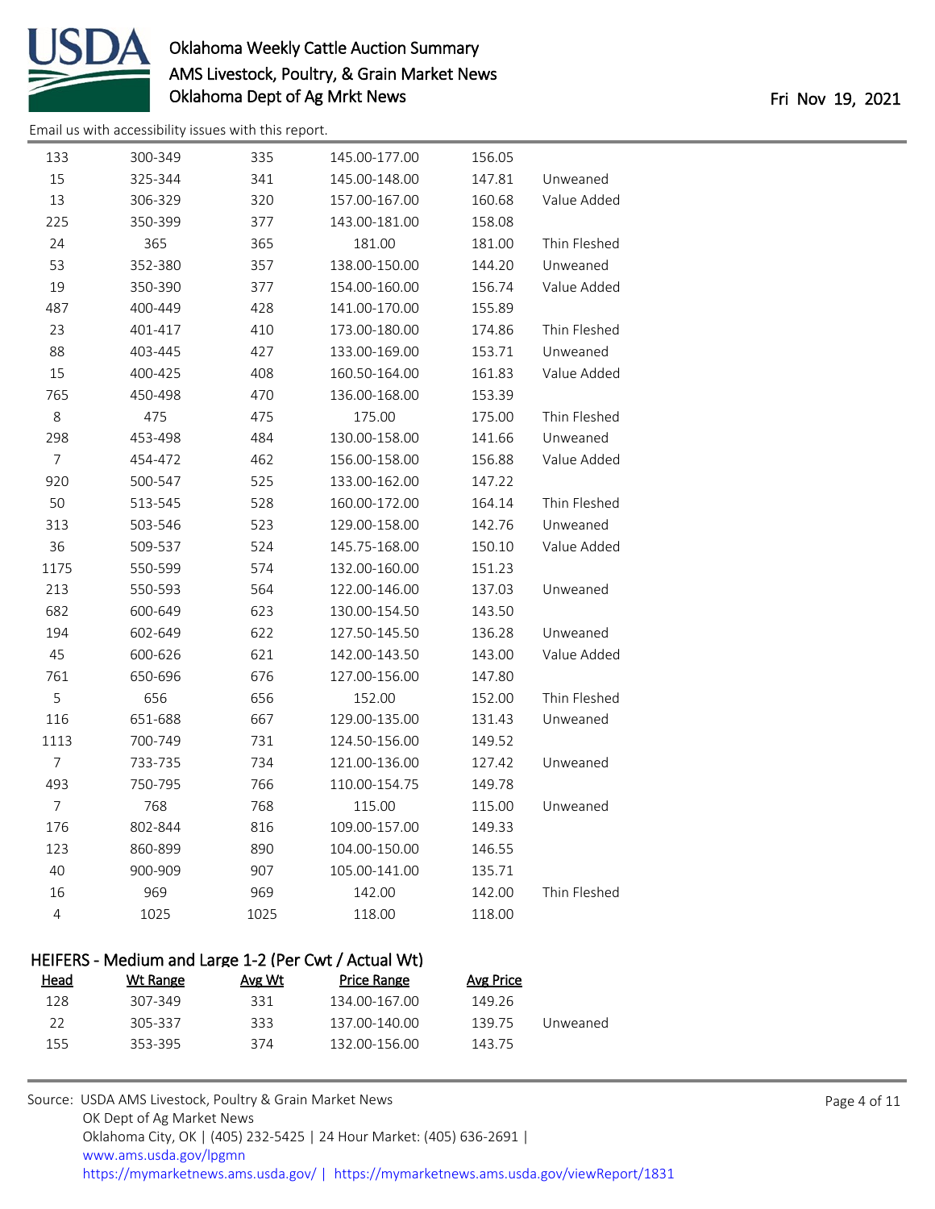Email us with accessibility issues with this report.

| Head | Wt Range | Avg Wt | Price Range | Avg Price | |
|---|---|---|---|---|---|
| 133 | 300-349 | 335 | 145.00-177.00 | 156.05 | |
| 15 | 325-344 | 341 | 145.00-148.00 | 147.81 | Unweaned |
| 13 | 306-329 | 320 | 157.00-167.00 | 160.68 | Value Added |
| 225 | 350-399 | 377 | 143.00-181.00 | 158.08 | |
| 24 | 365 | 365 | 181.00 | 181.00 | Thin Fleshed |
| 53 | 352-380 | 357 | 138.00-150.00 | 144.20 | Unweaned |
| 19 | 350-390 | 377 | 154.00-160.00 | 156.74 | Value Added |
| 487 | 400-449 | 428 | 141.00-170.00 | 155.89 | |
| 23 | 401-417 | 410 | 173.00-180.00 | 174.86 | Thin Fleshed |
| 88 | 403-445 | 427 | 133.00-169.00 | 153.71 | Unweaned |
| 15 | 400-425 | 408 | 160.50-164.00 | 161.83 | Value Added |
| 765 | 450-498 | 470 | 136.00-168.00 | 153.39 | |
| 8 | 475 | 475 | 175.00 | 175.00 | Thin Fleshed |
| 298 | 453-498 | 484 | 130.00-158.00 | 141.66 | Unweaned |
| 7 | 454-472 | 462 | 156.00-158.00 | 156.88 | Value Added |
| 920 | 500-547 | 525 | 133.00-162.00 | 147.22 | |
| 50 | 513-545 | 528 | 160.00-172.00 | 164.14 | Thin Fleshed |
| 313 | 503-546 | 523 | 129.00-158.00 | 142.76 | Unweaned |
| 36 | 509-537 | 524 | 145.75-168.00 | 150.10 | Value Added |
| 1175 | 550-599 | 574 | 132.00-160.00 | 151.23 | |
| 213 | 550-593 | 564 | 122.00-146.00 | 137.03 | Unweaned |
| 682 | 600-649 | 623 | 130.00-154.50 | 143.50 | |
| 194 | 602-649 | 622 | 127.50-145.50 | 136.28 | Unweaned |
| 45 | 600-626 | 621 | 142.00-143.50 | 143.00 | Value Added |
| 761 | 650-696 | 676 | 127.00-156.00 | 147.80 | |
| 5 | 656 | 656 | 152.00 | 152.00 | Thin Fleshed |
| 116 | 651-688 | 667 | 129.00-135.00 | 131.43 | Unweaned |
| 1113 | 700-749 | 731 | 124.50-156.00 | 149.52 | |
| 7 | 733-735 | 734 | 121.00-136.00 | 127.42 | Unweaned |
| 493 | 750-795 | 766 | 110.00-154.75 | 149.78 | |
| 7 | 768 | 768 | 115.00 | 115.00 | Unweaned |
| 176 | 802-844 | 816 | 109.00-157.00 | 149.33 | |
| 123 | 860-899 | 890 | 104.00-150.00 | 146.55 | |
| 40 | 900-909 | 907 | 105.00-141.00 | 135.71 | |
| 16 | 969 | 969 | 142.00 | 142.00 | Thin Fleshed |
| 4 | 1025 | 1025 | 118.00 | 118.00 | |

## HEIFERS - Medium and Large 1-2 (Per Cwt / Actual Wt)

| Head | Wt Range | Avg Wt | Price Range | Avg Price | |
|---|---|---|---|---|---|
| 128 | 307-349 | 331 | 134.00-167.00 | 149.26 | |
| 22 | 305-337 | 333 | 137.00-140.00 | 139.75 | Unweaned |
| 155 | 353-395 | 374 | 132.00-156.00 | 143.75 | |

Source: USDA AMS Livestock, Poultry & Grain Market News
OK Dept of Ag Market News
Oklahoma City, OK | (405) 232-5425 | 24 Hour Market: (405) 636-2691 |
www.ams.usda.gov/lpgmn
https://mymarketnews.ams.usda.gov/ | https://mymarketnews.ams.usda.gov/viewReport/1831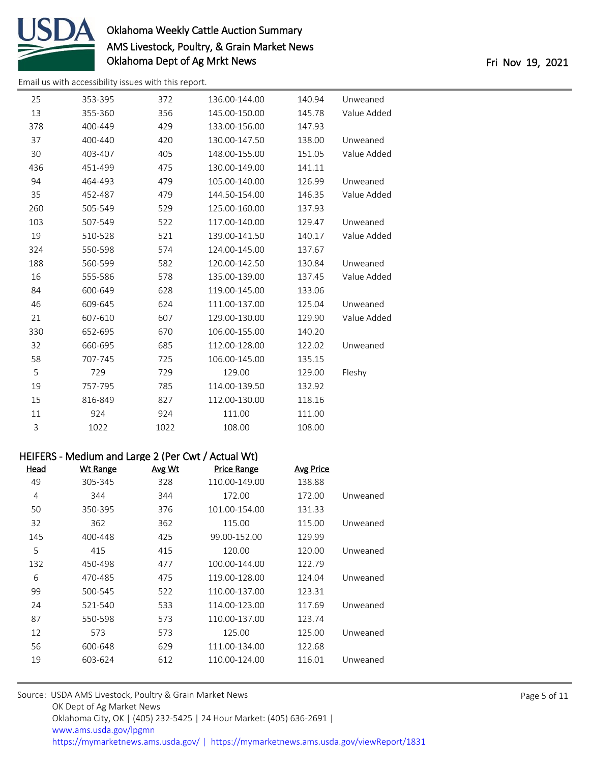| Head | Wt Range | Avg Wt | Price Range | Avg Price | |
|---|---|---|---|---|---|
| 25 | 353-395 | 372 | 136.00-144.00 | 140.94 | Unweaned |
| 13 | 355-360 | 356 | 145.00-150.00 | 145.78 | Value Added |
| 378 | 400-449 | 429 | 133.00-156.00 | 147.93 | |
| 37 | 400-440 | 420 | 130.00-147.50 | 138.00 | Unweaned |
| 30 | 403-407 | 405 | 148.00-155.00 | 151.05 | Value Added |
| 436 | 451-499 | 475 | 130.00-149.00 | 141.11 | |
| 94 | 464-493 | 479 | 105.00-140.00 | 126.99 | Unweaned |
| 35 | 452-487 | 479 | 144.50-154.00 | 146.35 | Value Added |
| 260 | 505-549 | 529 | 125.00-160.00 | 137.93 | |
| 103 | 507-549 | 522 | 117.00-140.00 | 129.47 | Unweaned |
| 19 | 510-528 | 521 | 139.00-141.50 | 140.17 | Value Added |
| 324 | 550-598 | 574 | 124.00-145.00 | 137.67 | |
| 188 | 560-599 | 582 | 120.00-142.50 | 130.84 | Unweaned |
| 16 | 555-586 | 578 | 135.00-139.00 | 137.45 | Value Added |
| 84 | 600-649 | 628 | 119.00-145.00 | 133.06 | |
| 46 | 609-645 | 624 | 111.00-137.00 | 125.04 | Unweaned |
| 21 | 607-610 | 607 | 129.00-130.00 | 129.90 | Value Added |
| 330 | 652-695 | 670 | 106.00-155.00 | 140.20 | |
| 32 | 660-695 | 685 | 112.00-128.00 | 122.02 | Unweaned |
| 58 | 707-745 | 725 | 106.00-145.00 | 135.15 | |
| 5 | 729 | 729 | 129.00 | 129.00 | Fleshy |
| 19 | 757-795 | 785 | 114.00-139.50 | 132.92 | |
| 15 | 816-849 | 827 | 112.00-130.00 | 118.16 | |
| 11 | 924 | 924 | 111.00 | 111.00 | |
| 3 | 1022 | 1022 | 108.00 | 108.00 | |

## HEIFERS - Medium and Large 2 (Per Cwt / Actual Wt)

| Head | Wt Range | Avg Wt | Price Range | Avg Price | |
|---|---|---|---|---|---|
| 49 | 305-345 | 328 | 110.00-149.00 | 138.88 | |
| 4 | 344 | 344 | 172.00 | 172.00 | Unweaned |
| 50 | 350-395 | 376 | 101.00-154.00 | 131.33 | |
| 32 | 362 | 362 | 115.00 | 115.00 | Unweaned |
| 145 | 400-448 | 425 | 99.00-152.00 | 129.99 | |
| 5 | 415 | 415 | 120.00 | 120.00 | Unweaned |
| 132 | 450-498 | 477 | 100.00-144.00 | 122.79 | |
| 6 | 470-485 | 475 | 119.00-128.00 | 124.04 | Unweaned |
| 99 | 500-545 | 522 | 110.00-137.00 | 123.31 | |
| 24 | 521-540 | 533 | 114.00-123.00 | 117.69 | Unweaned |
| 87 | 550-598 | 573 | 110.00-137.00 | 123.74 | |
| 12 | 573 | 573 | 125.00 | 125.00 | Unweaned |
| 56 | 600-648 | 629 | 111.00-134.00 | 122.68 | |
| 19 | 603-624 | 612 | 110.00-124.00 | 116.01 | Unweaned |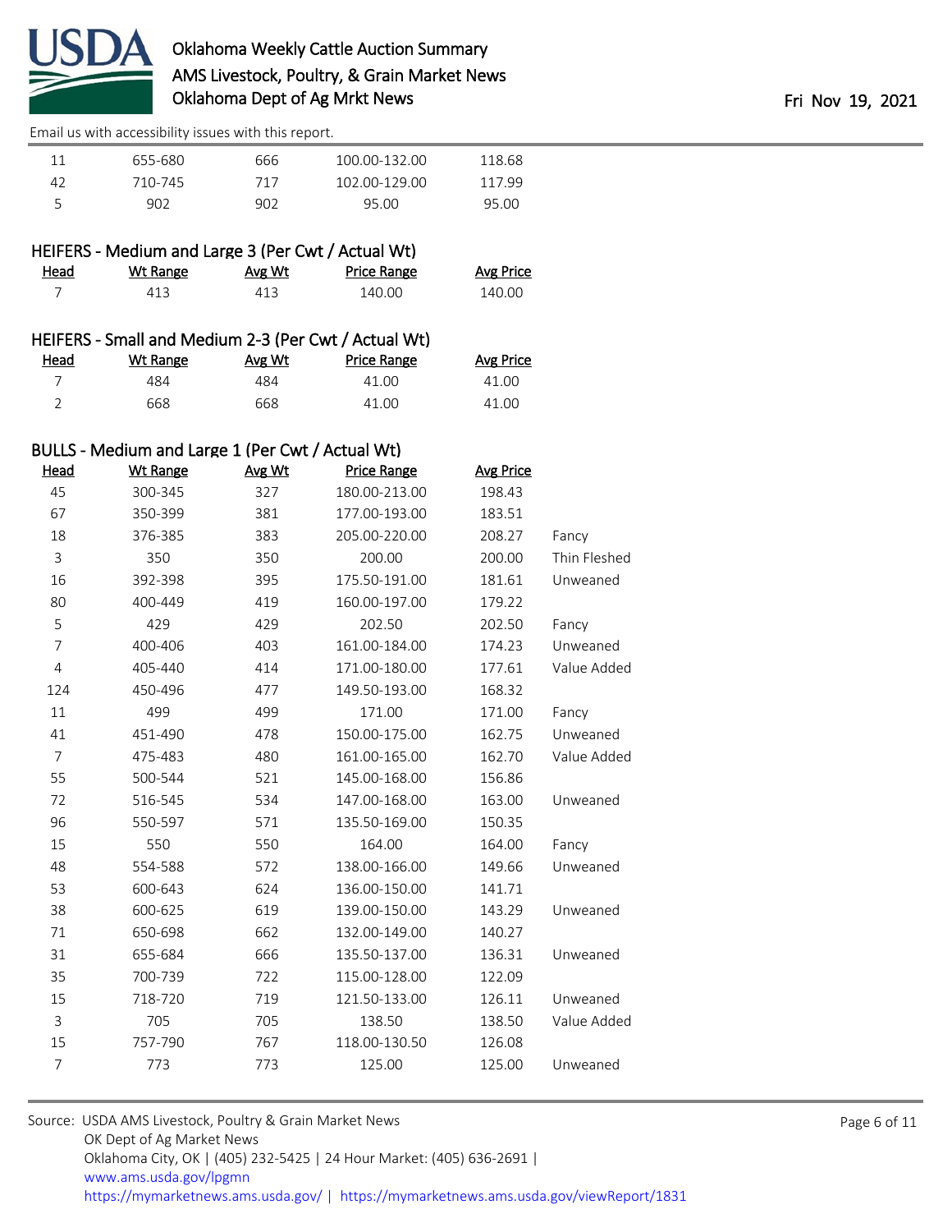| Head | Wt Range | Avg Wt | Price Range | Avg Price | |
|---|---|---|---|---|---|
| 11 | 655-680 | 666 | 100.00-132.00 | 118.68 | |
| 42 | 710-745 | 717 | 102.00-129.00 | 117.99 | |
| 5 | 902 | 902 | 95.00 | 95.00 | |

## HEIFERS - Medium and Large 3 (Per Cwt / Actual Wt)

| Head | Wt Range | Avg Wt | Price Range | Avg Price |
|---|---|---|---|---|
| 7 | 413 | 413 | 140.00 | 140.00 |

## HEIFERS - Small and Medium 2-3 (Per Cwt / Actual Wt)

| Head | Wt Range | Avg Wt | Price Range | Avg Price |
|---|---|---|---|---|
| 7 | 484 | 484 | 41.00 | 41.00 |
| 2 | 668 | 668 | 41.00 | 41.00 |

## BULLS - Medium and Large 1 (Per Cwt / Actual Wt)

| Head | Wt Range | Avg Wt | Price Range | Avg Price | |
|---|---|---|---|---|---|
| 45 | 300-345 | 327 | 180.00-213.00 | 198.43 | |
| 67 | 350-399 | 381 | 177.00-193.00 | 183.51 | |
| 18 | 376-385 | 383 | 205.00-220.00 | 208.27 | Fancy |
| 3 | 350 | 350 | 200.00 | 200.00 | Thin Fleshed |
| 16 | 392-398 | 395 | 175.50-191.00 | 181.61 | Unweaned |
| 80 | 400-449 | 419 | 160.00-197.00 | 179.22 | |
| 5 | 429 | 429 | 202.50 | 202.50 | Fancy |
| 7 | 400-406 | 403 | 161.00-184.00 | 174.23 | Unweaned |
| 4 | 405-440 | 414 | 171.00-180.00 | 177.61 | Value Added |
| 124 | 450-496 | 477 | 149.50-193.00 | 168.32 | |
| 11 | 499 | 499 | 171.00 | 171.00 | Fancy |
| 41 | 451-490 | 478 | 150.00-175.00 | 162.75 | Unweaned |
| 7 | 475-483 | 480 | 161.00-165.00 | 162.70 | Value Added |
| 55 | 500-544 | 521 | 145.00-168.00 | 156.86 | |
| 72 | 516-545 | 534 | 147.00-168.00 | 163.00 | Unweaned |
| 96 | 550-597 | 571 | 135.50-169.00 | 150.35 | |
| 15 | 550 | 550 | 164.00 | 164.00 | Fancy |
| 48 | 554-588 | 572 | 138.00-166.00 | 149.66 | Unweaned |
| 53 | 600-643 | 624 | 136.00-150.00 | 141.71 | |
| 38 | 600-625 | 619 | 139.00-150.00 | 143.29 | Unweaned |
| 71 | 650-698 | 662 | 132.00-149.00 | 140.27 | |
| 31 | 655-684 | 666 | 135.50-137.00 | 136.31 | Unweaned |
| 35 | 700-739 | 722 | 115.00-128.00 | 122.09 | |
| 15 | 718-720 | 719 | 121.50-133.00 | 126.11 | Unweaned |
| 3 | 705 | 705 | 138.50 | 138.50 | Value Added |
| 15 | 757-790 | 767 | 118.00-130.50 | 126.08 | |
| 7 | 773 | 773 | 125.00 | 125.00 | Unweaned |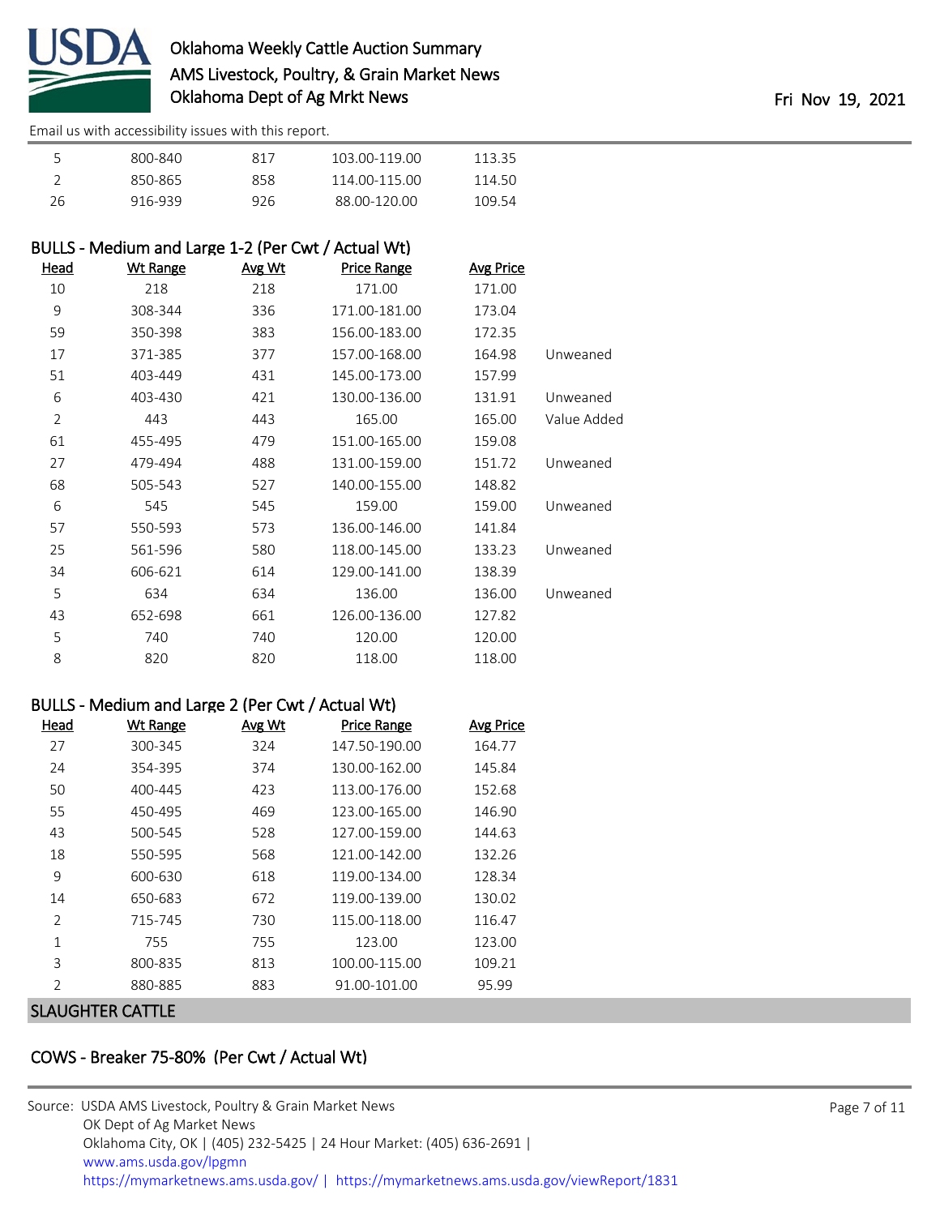| Head | Wt Range | Avg Wt | Price Range | Avg Price | |
|---|---|---|---|---|---|
| 5 | 800-840 | 817 | 103.00-119.00 | 113.35 | |
| 2 | 850-865 | 858 | 114.00-115.00 | 114.50 | |
| 26 | 916-939 | 926 | 88.00-120.00 | 109.54 | |

## BULLS - Medium and Large 1-2 (Per Cwt / Actual Wt)

| Head | Wt Range | Avg Wt | Price Range | Avg Price | |
|---|---|---|---|---|---|
| 10 | 218 | 218 | 171.00 | 171.00 | |
| 9 | 308-344 | 336 | 171.00-181.00 | 173.04 | |
| 59 | 350-398 | 383 | 156.00-183.00 | 172.35 | |
| 17 | 371-385 | 377 | 157.00-168.00 | 164.98 | Unweaned |
| 51 | 403-449 | 431 | 145.00-173.00 | 157.99 | |
| 6 | 403-430 | 421 | 130.00-136.00 | 131.91 | Unweaned |
| 2 | 443 | 443 | 165.00 | 165.00 | Value Added |
| 61 | 455-495 | 479 | 151.00-165.00 | 159.08 | |
| 27 | 479-494 | 488 | 131.00-159.00 | 151.72 | Unweaned |
| 68 | 505-543 | 527 | 140.00-155.00 | 148.82 | |
| 6 | 545 | 545 | 159.00 | 159.00 | Unweaned |
| 57 | 550-593 | 573 | 136.00-146.00 | 141.84 | |
| 25 | 561-596 | 580 | 118.00-145.00 | 133.23 | Unweaned |
| 34 | 606-621 | 614 | 129.00-141.00 | 138.39 | |
| 5 | 634 | 634 | 136.00 | 136.00 | Unweaned |
| 43 | 652-698 | 661 | 126.00-136.00 | 127.82 | |
| 5 | 740 | 740 | 120.00 | 120.00 | |
| 8 | 820 | 820 | 118.00 | 118.00 | |

## BULLS - Medium and Large 2 (Per Cwt / Actual Wt)

| Head | Wt Range | Avg Wt | Price Range | Avg Price |
|---|---|---|---|---|
| 27 | 300-345 | 324 | 147.50-190.00 | 164.77 |
| 24 | 354-395 | 374 | 130.00-162.00 | 145.84 |
| 50 | 400-445 | 423 | 113.00-176.00 | 152.68 |
| 55 | 450-495 | 469 | 123.00-165.00 | 146.90 |
| 43 | 500-545 | 528 | 127.00-159.00 | 144.63 |
| 18 | 550-595 | 568 | 121.00-142.00 | 132.26 |
| 9 | 600-630 | 618 | 119.00-134.00 | 128.34 |
| 14 | 650-683 | 672 | 119.00-139.00 | 130.02 |
| 2 | 715-745 | 730 | 115.00-118.00 | 116.47 |
| 1 | 755 | 755 | 123.00 | 123.00 |
| 3 | 800-835 | 813 | 100.00-115.00 | 109.21 |
| 2 | 880-885 | 883 | 91.00-101.00 | 95.99 |

# SLAUGHTER CATTLE

## COWS - Breaker 75-80% (Per Cwt / Actual Wt)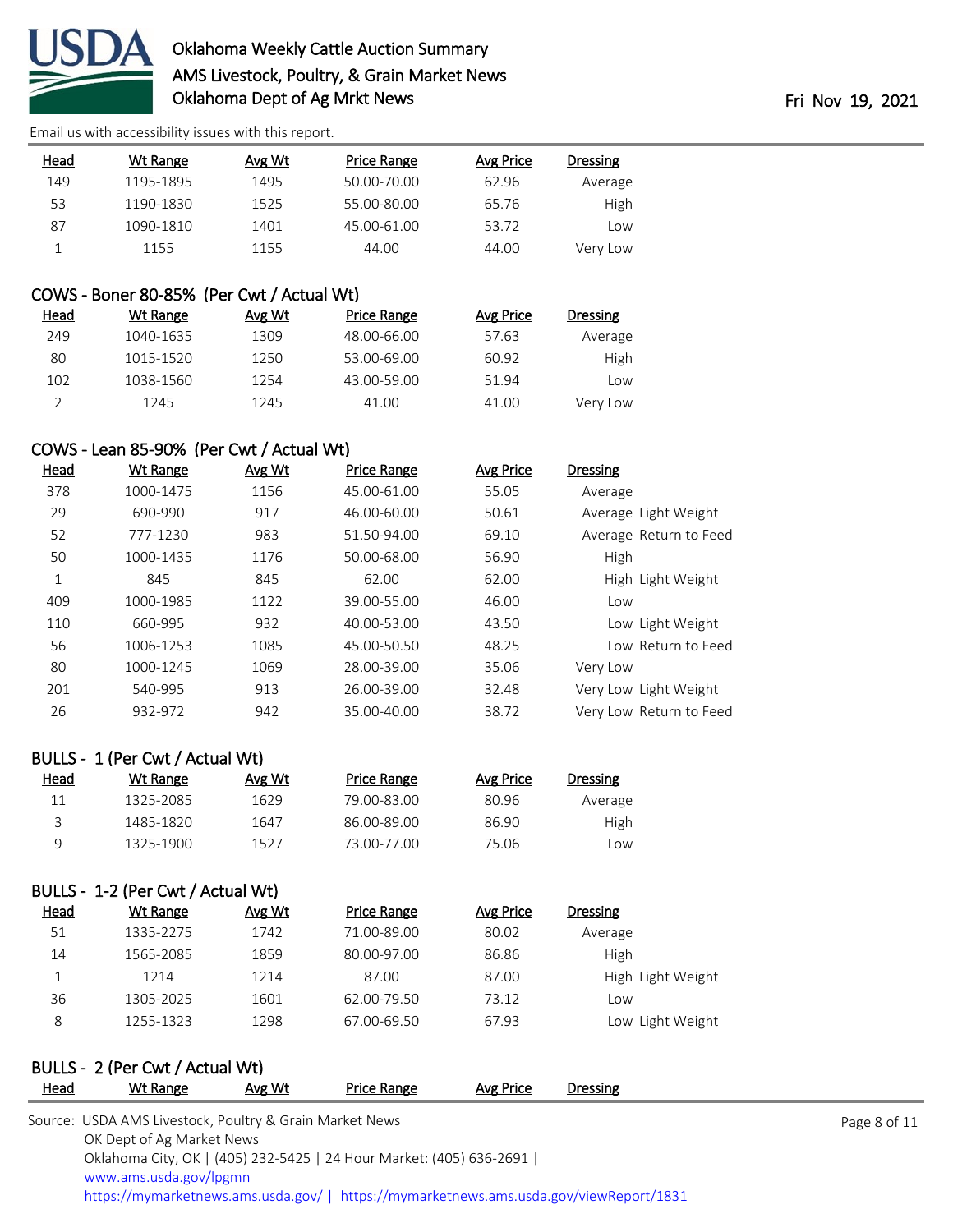| Head | Wt Range | Avg Wt | Price Range | Avg Price | Dressing |
|---|---|---|---|---|---|
| 149 | 1195-1895 | 1495 | 50.00-70.00 | 62.96 | Average |
| 53 | 1190-1830 | 1525 | 55.00-80.00 | 65.76 | High |
| 87 | 1090-1810 | 1401 | 45.00-61.00 | 53.72 | Low |
| 1 | 1155 | 1155 | 44.00 | 44.00 | Very Low |

## COWS - Boner 80-85% (Per Cwt / Actual Wt)

| Head | Wt Range | Avg Wt | Price Range | Avg Price | Dressing |
|---|---|---|---|---|---|
| 249 | 1040-1635 | 1309 | 48.00-66.00 | 57.63 | Average |
| 80 | 1015-1520 | 1250 | 53.00-69.00 | 60.92 | High |
| 102 | 1038-1560 | 1254 | 43.00-59.00 | 51.94 | Low |
| 2 | 1245 | 1245 | 41.00 | 41.00 | Very Low |

## COWS - Lean 85-90% (Per Cwt / Actual Wt)

| Head | Wt Range | Avg Wt | Price Range | Avg Price | Dressing |
|---|---|---|---|---|---|
| 378 | 1000-1475 | 1156 | 45.00-61.00 | 55.05 | Average |
| 29 | 690-990 | 917 | 46.00-60.00 | 50.61 | Average Light Weight |
| 52 | 777-1230 | 983 | 51.50-94.00 | 69.10 | Average Return to Feed |
| 50 | 1000-1435 | 1176 | 50.00-68.00 | 56.90 | High |
| 1 | 845 | 845 | 62.00 | 62.00 | High Light Weight |
| 409 | 1000-1985 | 1122 | 39.00-55.00 | 46.00 | Low |
| 110 | 660-995 | 932 | 40.00-53.00 | 43.50 | Low Light Weight |
| 56 | 1006-1253 | 1085 | 45.00-50.50 | 48.25 | Low Return to Feed |
| 80 | 1000-1245 | 1069 | 28.00-39.00 | 35.06 | Very Low |
| 201 | 540-995 | 913 | 26.00-39.00 | 32.48 | Very Low Light Weight |
| 26 | 932-972 | 942 | 35.00-40.00 | 38.72 | Very Low Return to Feed |

## BULLS - 1 (Per Cwt / Actual Wt)

| Head | Wt Range | Avg Wt | Price Range | Avg Price | Dressing |
|---|---|---|---|---|---|
| 11 | 1325-2085 | 1629 | 79.00-83.00 | 80.96 | Average |
| 3 | 1485-1820 | 1647 | 86.00-89.00 | 86.90 | High |
| 9 | 1325-1900 | 1527 | 73.00-77.00 | 75.06 | Low |

## BULLS - 1-2 (Per Cwt / Actual Wt)

| Head | Wt Range | Avg Wt | Price Range | Avg Price | Dressing |
|---|---|---|---|---|---|
| 51 | 1335-2275 | 1742 | 71.00-89.00 | 80.02 | Average |
| 14 | 1565-2085 | 1859 | 80.00-97.00 | 86.86 | High |
| 1 | 1214 | 1214 | 87.00 | 87.00 | High Light Weight |
| 36 | 1305-2025 | 1601 | 62.00-79.50 | 73.12 | Low |
| 8 | 1255-1323 | 1298 | 67.00-69.50 | 67.93 | Low Light Weight |

## BULLS - 2 (Per Cwt / Actual Wt)

| Head | Wt Range | Avg Wt | Price Range | Avg Price | Dressing |
|---|---|---|---|---|---|

Source: USDA AMS Livestock, Poultry & Grain Market News
OK Dept of Ag Market News
Oklahoma City, OK | (405) 232-5425 | 24 Hour Market: (405) 636-2691 |
www.ams.usda.gov/lpgmn
https://mymarketnews.ams.usda.gov/ | https://mymarketnews.ams.usda.gov/viewReport/1831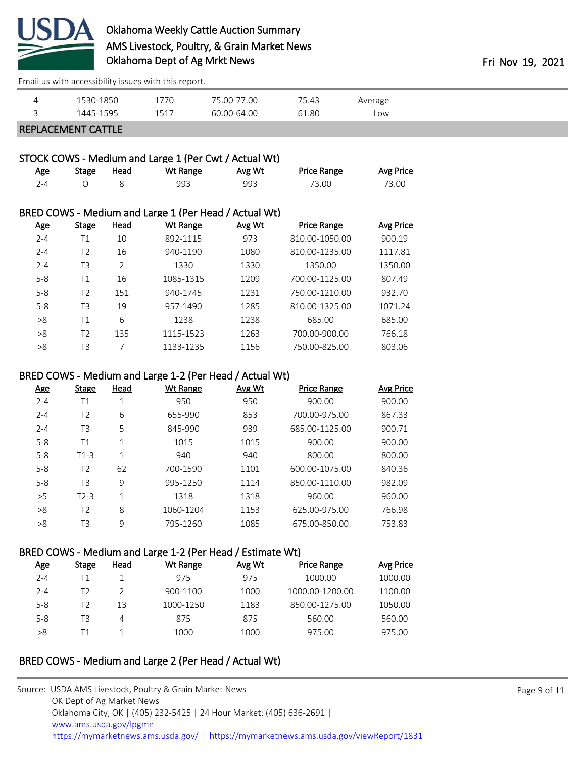Email us with accessibility issues with this report.

| | | | | | |
|---|---|---|---|---|---|
| 4 | 1530-1850 | 1770 | 75.00-77.00 | 75.43 | Average |
| 3 | 1445-1595 | 1517 | 60.00-64.00 | 61.80 | Low |

## REPLACEMENT CATTLE

### STOCK COWS - Medium and Large 1 (Per Cwt / Actual Wt)

| Age | Stage | Head | Wt Range | Avg Wt | Price Range | Avg Price |
|---|---|---|---|---|---|---|
| 2-4 | O | 8 | 993 | 993 | 73.00 | 73.00 |

### BRED COWS - Medium and Large 1 (Per Head / Actual Wt)

| Age | Stage | Head | Wt Range | Avg Wt | Price Range | Avg Price |
|---|---|---|---|---|---|---|
| 2-4 | T1 | 10 | 892-1115 | 973 | 810.00-1050.00 | 900.19 |
| 2-4 | T2 | 16 | 940-1190 | 1080 | 810.00-1235.00 | 1117.81 |
| 2-4 | T3 | 2 | 1330 | 1330 | 1350.00 | 1350.00 |
| 5-8 | T1 | 16 | 1085-1315 | 1209 | 700.00-1125.00 | 807.49 |
| 5-8 | T2 | 151 | 940-1745 | 1231 | 750.00-1210.00 | 932.70 |
| 5-8 | T3 | 19 | 957-1490 | 1285 | 810.00-1325.00 | 1071.24 |
| >8 | T1 | 6 | 1238 | 1238 | 685.00 | 685.00 |
| >8 | T2 | 135 | 1115-1523 | 1263 | 700.00-900.00 | 766.18 |
| >8 | T3 | 7 | 1133-1235 | 1156 | 750.00-825.00 | 803.06 |

### BRED COWS - Medium and Large 1-2 (Per Head / Actual Wt)

| Age | Stage | Head | Wt Range | Avg Wt | Price Range | Avg Price |
|---|---|---|---|---|---|---|
| 2-4 | T1 | 1 | 950 | 950 | 900.00 | 900.00 |
| 2-4 | T2 | 6 | 655-990 | 853 | 700.00-975.00 | 867.33 |
| 2-4 | T3 | 5 | 845-990 | 939 | 685.00-1125.00 | 900.71 |
| 5-8 | T1 | 1 | 1015 | 1015 | 900.00 | 900.00 |
| 5-8 | T1-3 | 1 | 940 | 940 | 800.00 | 800.00 |
| 5-8 | T2 | 62 | 700-1590 | 1101 | 600.00-1075.00 | 840.36 |
| 5-8 | T3 | 9 | 995-1250 | 1114 | 850.00-1110.00 | 982.09 |
| >5 | T2-3 | 1 | 1318 | 1318 | 960.00 | 960.00 |
| >8 | T2 | 8 | 1060-1204 | 1153 | 625.00-975.00 | 766.98 |
| >8 | T3 | 9 | 795-1260 | 1085 | 675.00-850.00 | 753.83 |

### BRED COWS - Medium and Large 1-2 (Per Head / Estimate Wt)

| Age | Stage | Head | Wt Range | Avg Wt | Price Range | Avg Price |
|---|---|---|---|---|---|---|
| 2-4 | T1 | 1 | 975 | 975 | 1000.00 | 1000.00 |
| 2-4 | T2 | 2 | 900-1100 | 1000 | 1000.00-1200.00 | 1100.00 |
| 5-8 | T2 | 13 | 1000-1250 | 1183 | 850.00-1275.00 | 1050.00 |
| 5-8 | T3 | 4 | 875 | 875 | 560.00 | 560.00 |
| >8 | T1 | 1 | 1000 | 1000 | 975.00 | 975.00 |

### BRED COWS - Medium and Large 2 (Per Head / Actual Wt)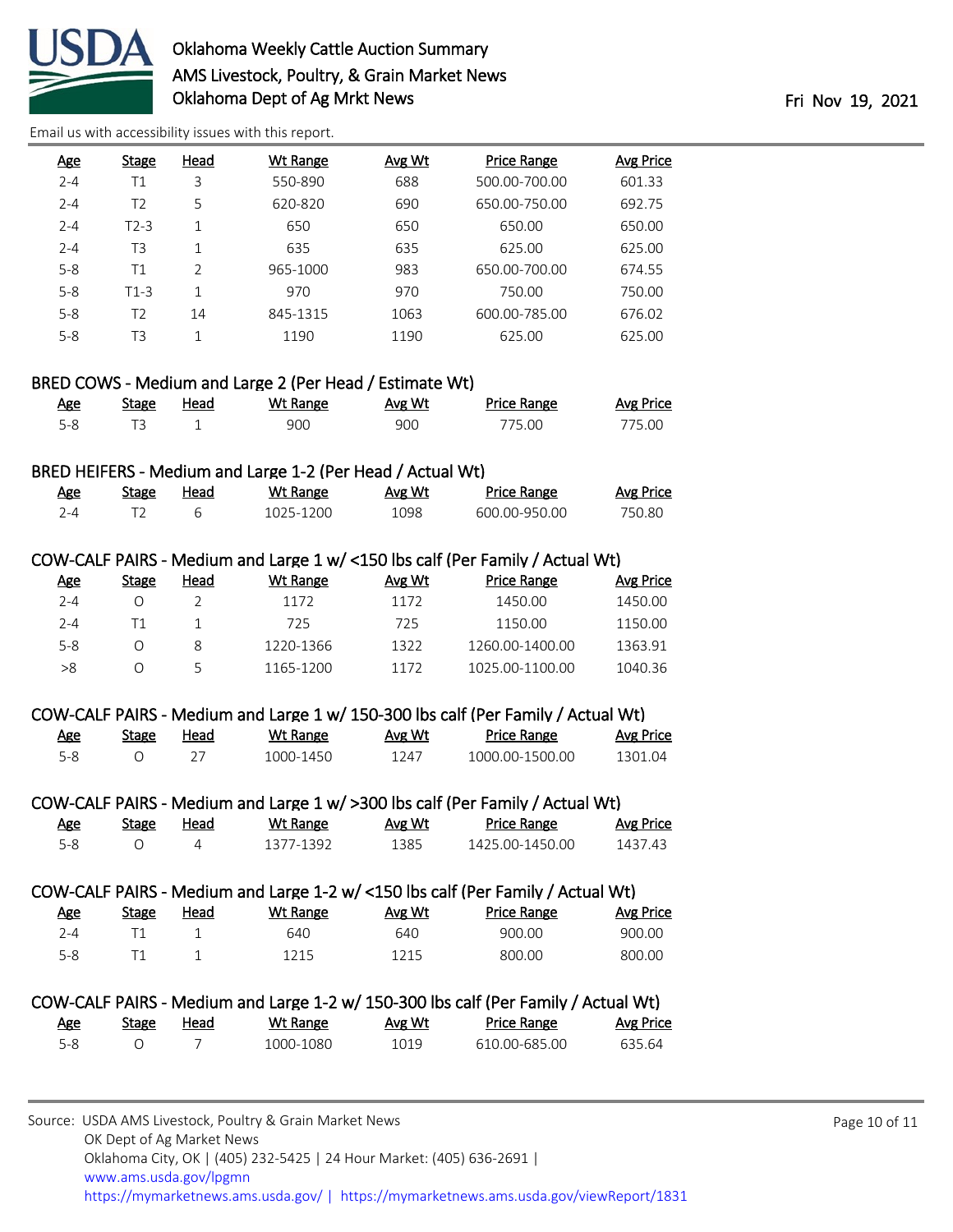| Age | Stage | Head | Wt Range | Avg Wt | Price Range | Avg Price |
|---|---|---|---|---|---|---|
| 2-4 | T1 | 3 | 550-890 | 688 | 500.00-700.00 | 601.33 |
| 2-4 | T2 | 5 | 620-820 | 690 | 650.00-750.00 | 692.75 |
| 2-4 | T2-3 | 1 | 650 | 650 | 650.00 | 650.00 |
| 2-4 | T3 | 1 | 635 | 635 | 625.00 | 625.00 |
| 5-8 | T1 | 2 | 965-1000 | 983 | 650.00-700.00 | 674.55 |
| 5-8 | T1-3 | 1 | 970 | 970 | 750.00 | 750.00 |
| 5-8 | T2 | 14 | 845-1315 | 1063 | 600.00-785.00 | 676.02 |
| 5-8 | T3 | 1 | 1190 | 1190 | 625.00 | 625.00 |

### BRED COWS - Medium and Large 2 (Per Head / Estimate Wt)

| Age | Stage | Head | Wt Range | Avg Wt | Price Range | Avg Price |
|---|---|---|---|---|---|---|
| 5-8 | T3 | 1 | 900 | 900 | 775.00 | 775.00 |

### BRED HEIFERS - Medium and Large 1-2 (Per Head / Actual Wt)

| Age | Stage | Head | Wt Range | Avg Wt | Price Range | Avg Price |
|---|---|---|---|---|---|---|
| 2-4 | T2 | 6 | 1025-1200 | 1098 | 600.00-950.00 | 750.80 |

### COW-CALF PAIRS - Medium and Large 1 w/ <150 lbs calf (Per Family / Actual Wt)

| Age | Stage | Head | Wt Range | Avg Wt | Price Range | Avg Price |
|---|---|---|---|---|---|---|
| 2-4 | O | 2 | 1172 | 1172 | 1450.00 | 1450.00 |
| 2-4 | T1 | 1 | 725 | 725 | 1150.00 | 1150.00 |
| 5-8 | O | 8 | 1220-1366 | 1322 | 1260.00-1400.00 | 1363.91 |
| >8 | O | 5 | 1165-1200 | 1172 | 1025.00-1100.00 | 1040.36 |

### COW-CALF PAIRS - Medium and Large 1 w/ 150-300 lbs calf (Per Family / Actual Wt)

| Age | Stage | Head | Wt Range | Avg Wt | Price Range | Avg Price |
|---|---|---|---|---|---|---|
| 5-8 | O | 27 | 1000-1450 | 1247 | 1000.00-1500.00 | 1301.04 |

### COW-CALF PAIRS - Medium and Large 1 w/ >300 lbs calf (Per Family / Actual Wt)

| Age | Stage | Head | Wt Range | Avg Wt | Price Range | Avg Price |
|---|---|---|---|---|---|---|
| 5-8 | O | 4 | 1377-1392 | 1385 | 1425.00-1450.00 | 1437.43 |

### COW-CALF PAIRS - Medium and Large 1-2 w/ <150 lbs calf (Per Family / Actual Wt)

| Age | Stage | Head | Wt Range | Avg Wt | Price Range | Avg Price |
|---|---|---|---|---|---|---|
| 2-4 | T1 | 1 | 640 | 640 | 900.00 | 900.00 |
| 5-8 | T1 | 1 | 1215 | 1215 | 800.00 | 800.00 |

### COW-CALF PAIRS - Medium and Large 1-2 w/ 150-300 lbs calf (Per Family / Actual Wt)

| Age | Stage | Head | Wt Range | Avg Wt | Price Range | Avg Price |
|---|---|---|---|---|---|---|
| 5-8 | O | 7 | 1000-1080 | 1019 | 610.00-685.00 | 635.64 |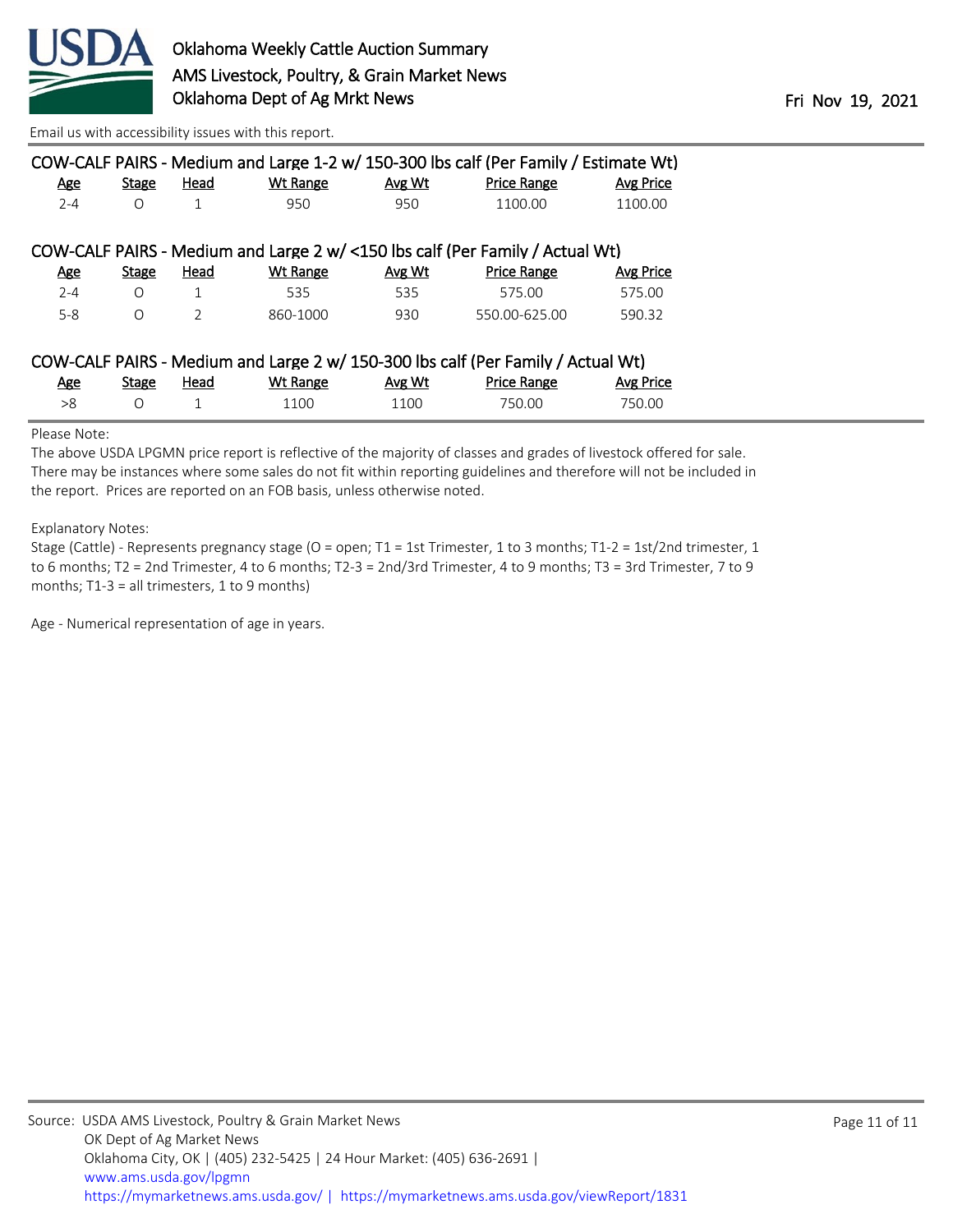Email us with accessibility issues with this report.

### COW-CALF PAIRS - Medium and Large 1-2 w/ 150-300 lbs calf (Per Family / Estimate Wt)

| Age | Stage | Head | Wt Range | Avg Wt | Price Range | Avg Price |
|---|---|---|---|---|---|---|
| 2-4 | O | 1 | 950 | 950 | 1100.00 | 1100.00 |

### COW-CALF PAIRS - Medium and Large 2 w/ <150 lbs calf (Per Family / Actual Wt)

| Age | Stage | Head | Wt Range | Avg Wt | Price Range | Avg Price |
|---|---|---|---|---|---|---|
| 2-4 | O | 1 | 535 | 535 | 575.00 | 575.00 |
| 5-8 | O | 2 | 860-1000 | 930 | 550.00-625.00 | 590.32 |

### COW-CALF PAIRS - Medium and Large 2 w/ 150-300 lbs calf (Per Family / Actual Wt)

| Age | Stage | Head | Wt Range | Avg Wt | Price Range | Avg Price |
|---|---|---|---|---|---|---|
| >8 | O | 1 | 1100 | 1100 | 750.00 | 750.00 |

Please Note:

The above USDA LPGMN price report is reflective of the majority of classes and grades of livestock offered for sale. There may be instances where some sales do not fit within reporting guidelines and therefore will not be included in the report. Prices are reported on an FOB basis, unless otherwise noted.

Explanatory Notes:

Stage (Cattle) - Represents pregnancy stage (O = open; T1 = 1st Trimester, 1 to 3 months; T1-2 = 1st/2nd trimester, 1 to 6 months; T2 = 2nd Trimester, 4 to 6 months; T2-3 = 2nd/3rd Trimester, 4 to 9 months; T3 = 3rd Trimester, 7 to 9 months; T1-3 = all trimesters, 1 to 9 months)

Age - Numerical representation of age in years.